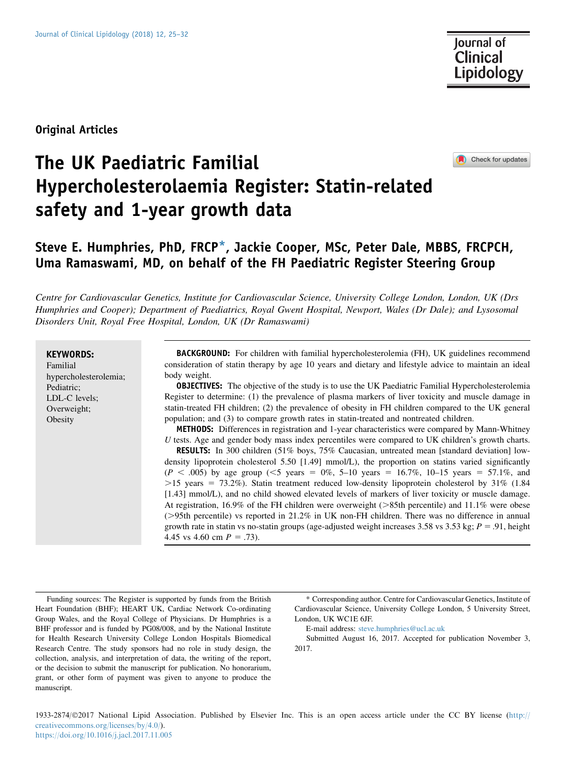Original Articles

# The UK Paediatric Familial Hypercholesterolaemia Register: Statin-related safety and 1-year growth data

**Steve E. Humphries, PhD, FRCP*, Jackie Cooper, MSc, Peter Dale, MBBS, FRCPCH, Uma Ramaswami, MD, on behalf of the FH Paediatric Register Steering Group**

*Centre for Cardiovascular Genetics, Institute for Cardiovascular Science, University College London, London, UK (Drs Humphries and Cooper); Department of Paediatrics, Royal Gwent Hospital, Newport, Wales (Dr Dale); and Lysosomal Disorders Unit, Royal Free Hospital, London, UK (Dr Ramaswami)*

**KEYWORDS:**
Familial hypercholesterolemia;
Pediatric;
LDL-C levels;
Overweight;
Obesity

**BACKGROUND:** For children with familial hypercholesterolemia (FH), UK guidelines recommend consideration of statin therapy by age 10 years and dietary and lifestyle advice to maintain an ideal body weight.

**OBJECTIVES:** The objective of the study is to use the UK Paediatric Familial Hypercholesterolemia Register to determine: (1) the prevalence of plasma markers of liver toxicity and muscle damage in statin-treated FH children; (2) the prevalence of obesity in FH children compared to the UK general population; and (3) to compare growth rates in statin-treated and nontreated children.

**METHODS:** Differences in registration and 1-year characteristics were compared by Mann-Whitney *U* tests. Age and gender body mass index percentiles were compared to UK children's growth charts.

**RESULTS:** In 300 children (51% boys, 75% Caucasian, untreated mean [standard deviation] low-density lipoprotein cholesterol 5.50 [1.49] mmol/L), the proportion on statins varied significantly ($P < .005$) by age group (<5 years = 0%, 5–10 years = 16.7%, 10–15 years = 57.1%, and >15 years = 73.2%). Statin treatment reduced low-density lipoprotein cholesterol by 31% (1.84 [1.43] mmol/L), and no child showed elevated levels of markers of liver toxicity or muscle damage. At registration, 16.9% of the FH children were overweight (>85th percentile) and 11.1% were obese (>95th percentile) vs reported in 21.2% in UK non-FH children. There was no difference in annual growth rate in statin vs no-statin groups (age-adjusted weight increases 3.58 vs 3.53 kg; $P = .91$, height 4.45 vs 4.60 cm $P = .73$).

Funding sources: The Register is supported by funds from the British Heart Foundation (BHF); HEART UK, Cardiac Network Co-ordinating Group Wales, and the Royal College of Physicians. Dr Humphries is a BHF professor and is funded by PG08/008, and by the National Institute for Health Research University College London Hospitals Biomedical Research Centre. The study sponsors had no role in study design, the collection, analysis, and interpretation of data, the writing of the report, or the decision to submit the manuscript for publication. No honorarium, grant, or other form of payment was given to anyone to produce the manuscript.

* Corresponding author. Centre for Cardiovascular Genetics, Institute of Cardiovascular Science, University College London, 5 University Street, London, UK WC1E 6JF.

E-mail address: steve.humphries@ucl.ac.uk

Submitted August 16, 2017. Accepted for publication November 3, 2017.

1933-2874/©2017 National Lipid Association. Published by Elsevier Inc. This is an open access article under the CC BY license (http://creativecommons.org/licenses/by/4.0/).
https://doi.org/10.1016/j.jacl.2017.11.005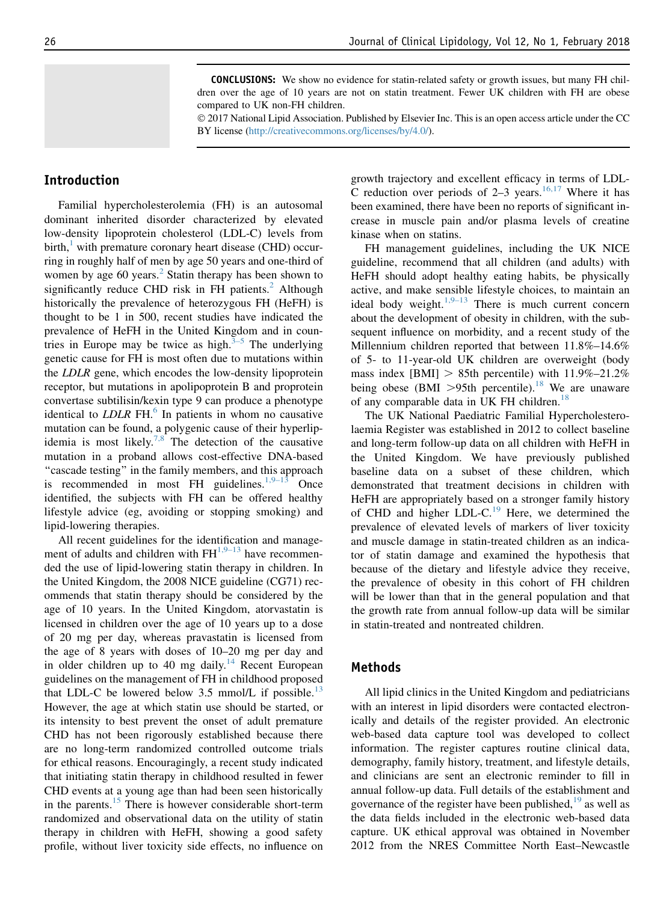**CONCLUSIONS:** We show no evidence for statin-related safety or growth issues, but many FH children over the age of 10 years are not on statin treatment. Fewer UK children with FH are obese compared to UK non-FH children.

© 2017 National Lipid Association. Published by Elsevier Inc. This is an open access article under the CC BY license (http://creativecommons.org/licenses/by/4.0/).

## Introduction

Familial hypercholesterolemia (FH) is an autosomal dominant inherited disorder characterized by elevated low-density lipoprotein cholesterol (LDL-C) levels from birth,[1] with premature coronary heart disease (CHD) occurring in roughly half of men by age 50 years and one-third of women by age 60 years.[2] Statin therapy has been shown to significantly reduce CHD risk in FH patients.[2] Although historically the prevalence of heterozygous FH (HeFH) is thought to be 1 in 500, recent studies have indicated the prevalence of HeFH in the United Kingdom and in countries in Europe may be twice as high.[3–5] The underlying genetic cause for FH is most often due to mutations within the *LDLR* gene, which encodes the low-density lipoprotein receptor, but mutations in apolipoprotein B and proprotein convertase subtilisin/kexin type 9 can produce a phenotype identical to *LDLR* FH.[6] In patients in whom no causative mutation can be found, a polygenic cause of their hyperlipidemia is most likely.[7,8] The detection of the causative mutation in a proband allows cost-effective DNA-based "cascade testing" in the family members, and this approach is recommended in most FH guidelines.[1,9–13] Once identified, the subjects with FH can be offered healthy lifestyle advice (eg, avoiding or stopping smoking) and lipid-lowering therapies.

All recent guidelines for the identification and management of adults and children with FH[1,9–13] have recommended the use of lipid-lowering statin therapy in children. In the United Kingdom, the 2008 NICE guideline (CG71) recommends that statin therapy should be considered by the age of 10 years. In the United Kingdom, atorvastatin is licensed in children over the age of 10 years up to a dose of 20 mg per day, whereas pravastatin is licensed from the age of 8 years with doses of 10–20 mg per day and in older children up to 40 mg daily.[14] Recent European guidelines on the management of FH in childhood proposed that LDL-C be lowered below 3.5 mmol/L if possible.[13] However, the age at which statin use should be started, or its intensity to best prevent the onset of adult premature CHD has not been rigorously established because there are no long-term randomized controlled outcome trials for ethical reasons. Encouragingly, a recent study indicated that initiating statin therapy in childhood resulted in fewer CHD events at a young age than had been seen historically in the parents.[15] There is however considerable short-term randomized and observational data on the utility of statin therapy in children with HeFH, showing a good safety profile, without liver toxicity side effects, no influence on growth trajectory and excellent efficacy in terms of LDL-C reduction over periods of 2–3 years.[16,17] Where it has been examined, there have been no reports of significant increase in muscle pain and/or plasma levels of creatine kinase when on statins.

FH management guidelines, including the UK NICE guideline, recommend that all children (and adults) with HeFH should adopt healthy eating habits, be physically active, and make sensible lifestyle choices, to maintain an ideal body weight.[1,9–13] There is much current concern about the development of obesity in children, with the subsequent influence on morbidity, and a recent study of the Millennium children reported that between 11.8%–14.6% of 5- to 11-year-old UK children are overweight (body mass index [BMI] > 85th percentile) with 11.9%–21.2% being obese (BMI >95th percentile).[18] We are unaware of any comparable data in UK FH children.[18]

The UK National Paediatric Familial Hypercholesterolaemia Register was established in 2012 to collect baseline and long-term follow-up data on all children with HeFH in the United Kingdom. We have previously published baseline data on a subset of these children, which demonstrated that treatment decisions in children with HeFH are appropriately based on a stronger family history of CHD and higher LDL-C.[19] Here, we determined the prevalence of elevated levels of markers of liver toxicity and muscle damage in statin-treated children as an indicator of statin damage and examined the hypothesis that because of the dietary and lifestyle advice they receive, the prevalence of obesity in this cohort of FH children will be lower than that in the general population and that the growth rate from annual follow-up data will be similar in statin-treated and nontreated children.

## Methods

All lipid clinics in the United Kingdom and pediatricians with an interest in lipid disorders were contacted electronically and details of the register provided. An electronic web-based data capture tool was developed to collect information. The register captures routine clinical data, demography, family history, treatment, and lifestyle details, and clinicians are sent an electronic reminder to fill in annual follow-up data. Full details of the establishment and governance of the register have been published,[19] as well as the data fields included in the electronic web-based data capture. UK ethical approval was obtained in November 2012 from the NRES Committee North East–Newcastle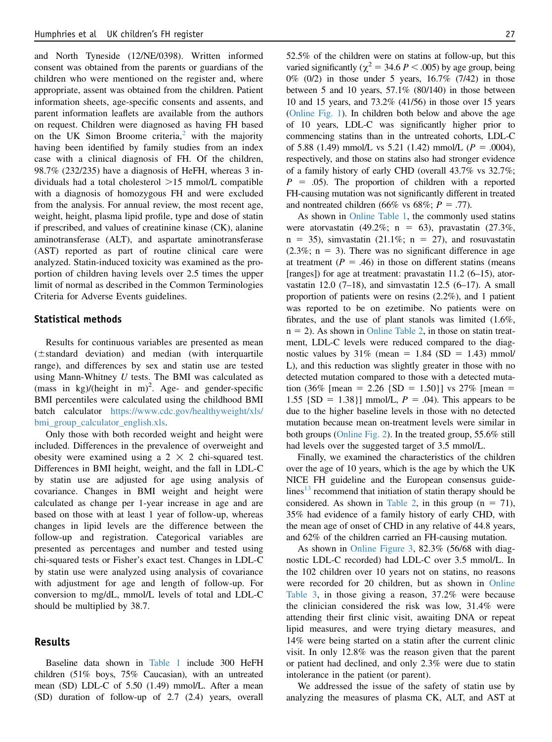and North Tyneside (12/NE/0398). Written informed consent was obtained from the parents or guardians of the children who were mentioned on the register and, where appropriate, assent was obtained from the children. Patient information sheets, age-specific consents and assents, and parent information leaflets are available from the authors on request. Children were diagnosed as having FH based on the UK Simon Broome criteria,[2] with the majority having been identified by family studies from an index case with a clinical diagnosis of FH. Of the children, 98.7% (232/235) have a diagnosis of HeFH, whereas 3 individuals had a total cholesterol >15 mmol/L compatible with a diagnosis of homozygous FH and were excluded from the analysis. For annual review, the most recent age, weight, height, plasma lipid profile, type and dose of statin if prescribed, and values of creatinine kinase (CK), alanine aminotransferase (ALT), and aspartate aminotransferase (AST) reported as part of routine clinical care were analyzed. Statin-induced toxicity was examined as the proportion of children having levels over 2.5 times the upper limit of normal as described in the Common Terminologies Criteria for Adverse Events guidelines.

## Statistical methods

Results for continuous variables are presented as mean (±standard deviation) and median (with interquartile range), and differences by sex and statin use are tested using Mann-Whitney *U* tests. The BMI was calculated as (mass in kg)/(height in m)$^2$. Age- and gender-specific BMI percentiles were calculated using the childhood BMI batch calculator https://www.cdc.gov/healthyweight/xls/bmi_group_calculator_english.xls.

Only those with both recorded weight and height were included. Differences in the prevalence of overweight and obesity were examined using a 2 × 2 chi-squared test. Differences in BMI height, weight, and the fall in LDL-C by statin use are adjusted for age using analysis of covariance. Changes in BMI weight and height were calculated as change per 1-year increase in age and are based on those with at least 1 year of follow-up, whereas changes in lipid levels are the difference between the follow-up and registration. Categorical variables are presented as percentages and number and tested using chi-squared tests or Fisher's exact test. Changes in LDL-C by statin use were analyzed using analysis of covariance with adjustment for age and length of follow-up. For conversion to mg/dL, mmol/L levels of total and LDL-C should be multiplied by 38.7.

## Results

Baseline data shown in Table 1 include 300 HeFH children (51% boys, 75% Caucasian), with an untreated mean (SD) LDL-C of 5.50 (1.49) mmol/L. After a mean (SD) duration of follow-up of 2.7 (2.4) years, overall 52.5% of the children were on statins at follow-up, but this varied significantly ($\chi^2 = 34.6$ $P < .005$) by age group, being 0% (0/2) in those under 5 years, 16.7% (7/42) in those between 5 and 10 years, 57.1% (80/140) in those between 10 and 15 years, and 73.2% (41/56) in those over 15 years (Online Fig. 1). In children both below and above the age of 10 years, LDL-C was significantly higher prior to commencing statins than in the untreated cohorts, LDL-C of 5.88 (1.49) mmol/L vs 5.21 (1.42) mmol/L ($P = .0004$), respectively, and those on statins also had stronger evidence of a family history of early CHD (overall 43.7% vs 32.7%; $P = .05$). The proportion of children with a reported FH-causing mutation was not significantly different in treated and nontreated children (66% vs 68%; $P = .77$).

As shown in Online Table 1, the commonly used statins were atorvastatin (49.2%; n = 63), pravastatin (27.3%, n = 35), simvastatin (21.1%; n = 27), and rosuvastatin (2.3%; n = 3). There was no significant difference in age at treatment ($P = .46$) in those on different statins (means [ranges]) for age at treatment: pravastatin 11.2 (6–15), atorvastatin 12.0 (7–18), and simvastatin 12.5 (6–17). A small proportion of patients were on resins (2.2%), and 1 patient was reported to be on ezetimibe. No patients were on fibrates, and the use of plant stanols was limited (1.6%, n = 2). As shown in Online Table 2, in those on statin treatment, LDL-C levels were reduced compared to the diagnostic values by 31% (mean = 1.84 (SD = 1.43) mmol/L), and this reduction was slightly greater in those with no detected mutation compared to those with a detected mutation (36% [mean = 2.26 {SD = 1.50}] vs 27% [mean = 1.55 {SD = 1.38}] mmol/L, $P = .04$). This appears to be due to the higher baseline levels in those with no detected mutation because mean on-treatment levels were similar in both groups (Online Fig. 2). In the treated group, 55.6% still had levels over the suggested target of 3.5 mmol/L.

Finally, we examined the characteristics of the children over the age of 10 years, which is the age by which the UK NICE FH guideline and the European consensus guidelines[13] recommend that initiation of statin therapy should be considered. As shown in Table 2, in this group (n = 71), 35% had evidence of a family history of early CHD, with the mean age of onset of CHD in any relative of 44.8 years, and 62% of the children carried an FH-causing mutation.

As shown in Online Figure 3, 82.3% (56/68 with diagnostic LDL-C recorded) had LDL-C over 3.5 mmol/L. In the 102 children over 10 years not on statins, no reasons were recorded for 20 children, but as shown in Online Table 3, in those giving a reason, 37.2% were because the clinician considered the risk was low, 31.4% were attending their first clinic visit, awaiting DNA or repeat lipid measures, and were trying dietary measures, and 14% were being started on a statin after the current clinic visit. In only 12.8% was the reason given that the parent or patient had declined, and only 2.3% were due to statin intolerance in the patient (or parent).

We addressed the issue of the safety of statin use by analyzing the measures of plasma CK, ALT, and AST at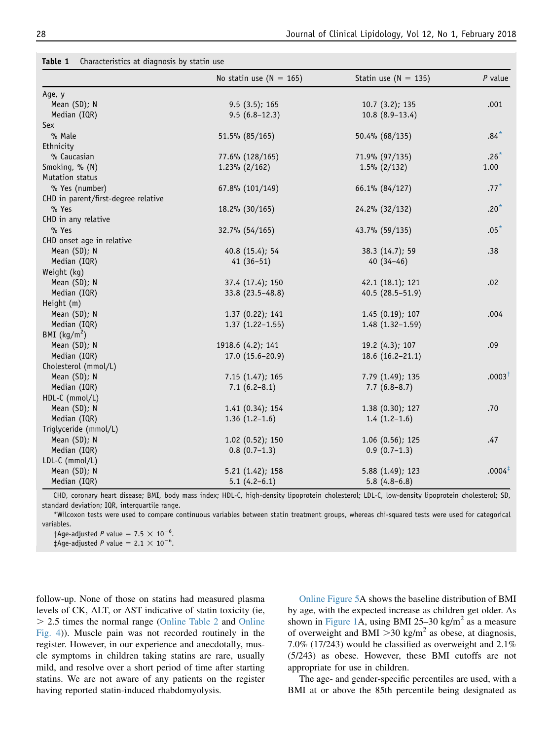**Table 1** Characteristics at diagnosis by statin use

| | No statin use (N = 165) | Statin use (N = 135) | *P* value |
|---|---|---|---|
| Age, y | | | |
| Mean (SD); N | 9.5 (3.5); 165 | 10.7 (3.2); 135 | .001 |
| Median (IQR) | 9.5 (6.8–12.3) | 10.8 (8.9–13.4) | |
| Sex | | | |
| % Male | 51.5% (85/165) | 50.4% (68/135) | .84* |
| Ethnicity | | | |
| % Caucasian | 77.6% (128/165) | 71.9% (97/135) | .26* |
| Smoking, % (N) | 1.23% (2/162) | 1.5% (2/132) | 1.00 |
| Mutation status | | | |
| % Yes (number) | 67.8% (101/149) | 66.1% (84/127) | .77* |
| CHD in parent/first-degree relative | | | |
| % Yes | 18.2% (30/165) | 24.2% (32/132) | .20* |
| CHD in any relative | | | |
| % Yes | 32.7% (54/165) | 43.7% (59/135) | .05* |
| CHD onset age in relative | | | |
| Mean (SD); N | 40.8 (15.4); 54 | 38.3 (14.7); 59 | .38 |
| Median (IQR) | 41 (36–51) | 40 (34–46) | |
| Weight (kg) | | | |
| Mean (SD); N | 37.4 (17.4); 150 | 42.1 (18.1); 121 | .02 |
| Median (IQR) | 33.8 (23.5–48.8) | 40.5 (28.5–51.9) | |
| Height (m) | | | |
| Mean (SD); N | 1.37 (0.22); 141 | 1.45 (0.19); 107 | .004 |
| Median (IQR) | 1.37 (1.22–1.55) | 1.48 (1.32–1.59) | |
| BMI (kg/m$^2$) | | | |
| Mean (SD); N | 1918.6 (4.2); 141 | 19.2 (4.3); 107 | .09 |
| Median (IQR) | 17.0 (15.6–20.9) | 18.6 (16.2–21.1) | |
| Cholesterol (mmol/L) | | | |
| Mean (SD); N | 7.15 (1.47); 165 | 7.79 (1.49); 135 | .0003† |
| Median (IQR) | 7.1 (6.2–8.1) | 7.7 (6.8–8.7) | |
| HDL-C (mmol/L) | | | |
| Mean (SD); N | 1.41 (0.34); 154 | 1.38 (0.30); 127 | .70 |
| Median (IQR) | 1.36 (1.2–1.6) | 1.4 (1.2–1.6) | |
| Triglyceride (mmol/L) | | | |
| Mean (SD); N | 1.02 (0.52); 150 | 1.06 (0.56); 125 | .47 |
| Median (IQR) | 0.8 (0.7–1.3) | 0.9 (0.7–1.3) | |
| LDL-C (mmol/L) | | | |
| Mean (SD); N | 5.21 (1.42); 158 | 5.88 (1.49); 123 | .0004‡ |
| Median (IQR) | 5.1 (4.2–6.1) | 5.8 (4.8–6.8) | |

CHD, coronary heart disease; BMI, body mass index; HDL-C, high-density lipoprotein cholesterol; LDL-C, low-density lipoprotein cholesterol; SD, standard deviation; IQR, interquartile range.

*Wilcoxon tests were used to compare continuous variables between statin treatment groups, whereas chi-squared tests were used for categorical variables.

†Age-adjusted *P* value = $7.5 \times 10^{-6}$.

‡Age-adjusted *P* value = $2.1 \times 10^{-6}$.

follow-up. None of those on statins had measured plasma levels of CK, ALT, or AST indicative of statin toxicity (ie, > 2.5 times the normal range (Online Table 2 and Online Fig. 4)). Muscle pain was not recorded routinely in the register. However, in our experience and anecdotally, muscle symptoms in children taking statins are rare, usually mild, and resolve over a short period of time after starting statins. We are not aware of any patients on the register having reported statin-induced rhabdomyolysis.

Online Figure 5A shows the baseline distribution of BMI by age, with the expected increase as children get older. As shown in Figure 1A, using BMI 25–30 kg/m$^2$ as a measure of overweight and BMI >30 kg/m$^2$ as obese, at diagnosis, 7.0% (17/243) would be classified as overweight and 2.1% (5/243) as obese. However, these BMI cutoffs are not appropriate for use in children.

The age- and gender-specific percentiles are used, with a BMI at or above the 85th percentile being designated as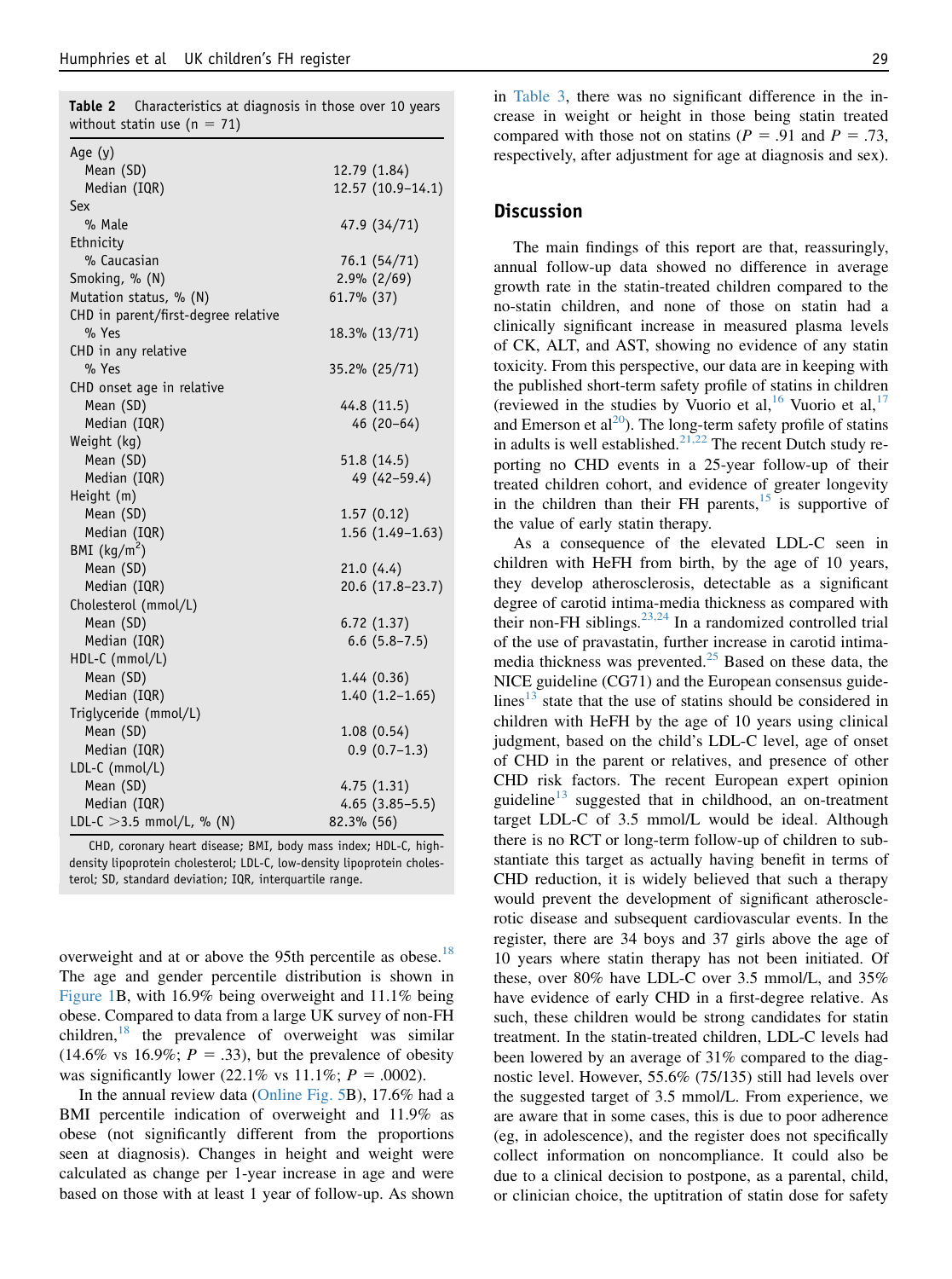**Table 2** Characteristics at diagnosis in those over 10 years without statin use (n = 71)

| | |
|---|---|
| Age (y) | |
| Mean (SD) | 12.79 (1.84) |
| Median (IQR) | 12.57 (10.9–14.1) |
| Sex | |
| % Male | 47.9 (34/71) |
| Ethnicity | |
| % Caucasian | 76.1 (54/71) |
| Smoking, % (N) | 2.9% (2/69) |
| Mutation status, % (N) | 61.7% (37) |
| CHD in parent/first-degree relative | |
| % Yes | 18.3% (13/71) |
| CHD in any relative | |
| % Yes | 35.2% (25/71) |
| CHD onset age in relative | |
| Mean (SD) | 44.8 (11.5) |
| Median (IQR) | 46 (20–64) |
| Weight (kg) | |
| Mean (SD) | 51.8 (14.5) |
| Median (IQR) | 49 (42–59.4) |
| Height (m) | |
| Mean (SD) | 1.57 (0.12) |
| Median (IQR) | 1.56 (1.49–1.63) |
| BMI (kg/m$^2$) | |
| Mean (SD) | 21.0 (4.4) |
| Median (IQR) | 20.6 (17.8–23.7) |
| Cholesterol (mmol/L) | |
| Mean (SD) | 6.72 (1.37) |
| Median (IQR) | 6.6 (5.8–7.5) |
| HDL-C (mmol/L) | |
| Mean (SD) | 1.44 (0.36) |
| Median (IQR) | 1.40 (1.2–1.65) |
| Triglyceride (mmol/L) | |
| Mean (SD) | 1.08 (0.54) |
| Median (IQR) | 0.9 (0.7–1.3) |
| LDL-C (mmol/L) | |
| Mean (SD) | 4.75 (1.31) |
| Median (IQR) | 4.65 (3.85–5.5) |
| LDL-C >3.5 mmol/L, % (N) | 82.3% (56) |

CHD, coronary heart disease; BMI, body mass index; HDL-C, high-density lipoprotein cholesterol; LDL-C, low-density lipoprotein cholesterol; SD, standard deviation; IQR, interquartile range.

overweight and at or above the 95th percentile as obese.[18] The age and gender percentile distribution is shown in Figure 1B, with 16.9% being overweight and 11.1% being obese. Compared to data from a large UK survey of non-FH children,[18] the prevalence of overweight was similar (14.6% vs 16.9%; $P = .33$), but the prevalence of obesity was significantly lower (22.1% vs 11.1%; $P = .0002$).

In the annual review data (Online Fig. 5B), 17.6% had a BMI percentile indication of overweight and 11.9% as obese (not significantly different from the proportions seen at diagnosis). Changes in height and weight were calculated as change per 1-year increase in age and were based on those with at least 1 year of follow-up. As shown in Table 3, there was no significant difference in the increase in weight or height in those being statin treated compared with those not on statins ($P = .91$ and $P = .73$, respectively, after adjustment for age at diagnosis and sex).

## Discussion

The main findings of this report are that, reassuringly, annual follow-up data showed no difference in average growth rate in the statin-treated children compared to the no-statin children, and none of those on statin had a clinically significant increase in measured plasma levels of CK, ALT, and AST, showing no evidence of any statin toxicity. From this perspective, our data are in keeping with the published short-term safety profile of statins in children (reviewed in the studies by Vuorio et al,[16] Vuorio et al,[17] and Emerson et al[20]). The long-term safety profile of statins in adults is well established.[21,22] The recent Dutch study reporting no CHD events in a 25-year follow-up of their treated children cohort, and evidence of greater longevity in the children than their FH parents,[15] is supportive of the value of early statin therapy.

As a consequence of the elevated LDL-C seen in children with HeFH from birth, by the age of 10 years, they develop atherosclerosis, detectable as a significant degree of carotid intima-media thickness as compared with their non-FH siblings.[23,24] In a randomized controlled trial of the use of pravastatin, further increase in carotid intima-media thickness was prevented.[25] Based on these data, the NICE guideline (CG71) and the European consensus guidelines[13] state that the use of statins should be considered in children with HeFH by the age of 10 years using clinical judgment, based on the child's LDL-C level, age of onset of CHD in the parent or relatives, and presence of other CHD risk factors. The recent European expert opinion guideline[13] suggested that in childhood, an on-treatment target LDL-C of 3.5 mmol/L would be ideal. Although there is no RCT or long-term follow-up of children to substantiate this target as actually having benefit in terms of CHD reduction, it is widely believed that such a therapy would prevent the development of significant atherosclerotic disease and subsequent cardiovascular events. In the register, there are 34 boys and 37 girls above the age of 10 years where statin therapy has not been initiated. Of these, over 80% have LDL-C over 3.5 mmol/L, and 35% have evidence of early CHD in a first-degree relative. As such, these children would be strong candidates for statin treatment. In the statin-treated children, LDL-C levels had been lowered by an average of 31% compared to the diagnostic level. However, 55.6% (75/135) still had levels over the suggested target of 3.5 mmol/L. From experience, we are aware that in some cases, this is due to poor adherence (eg, in adolescence), and the register does not specifically collect information on noncompliance. It could also be due to a clinical decision to postpone, as a parental, child, or clinician choice, the uptitration of statin dose for safety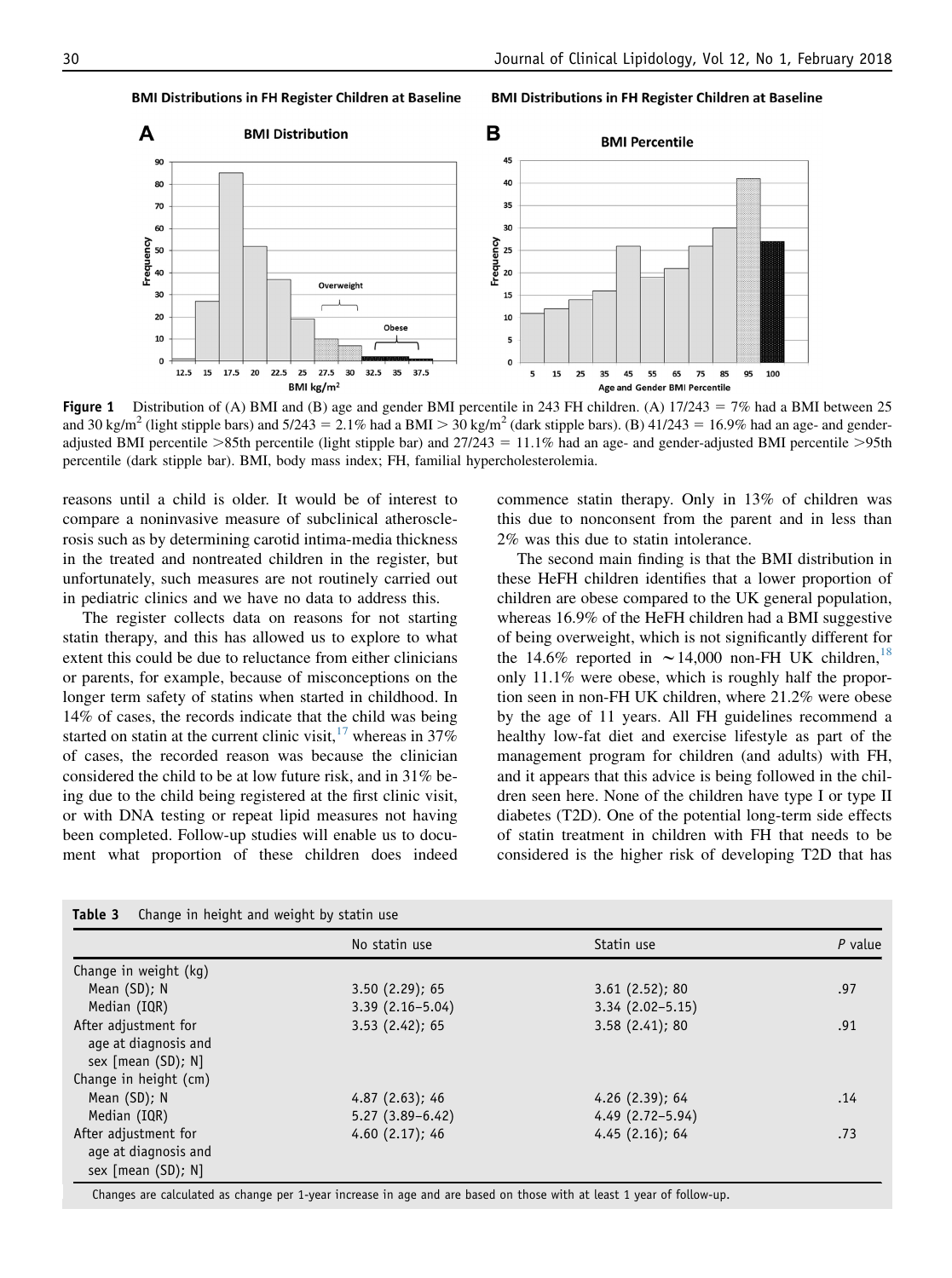Figure 1 Distribution of (A) BMI and (B) age and gender BMI percentile in 243 FH children. (A) 17/243 = 7% had a BMI between 25 and 30 kg/m$^2$ (light stipple bars) and 5/243 = 2.1% had a BMI > 30 kg/m$^2$ (dark stipple bars). (B) 41/243 = 16.9% had an age- and gender-adjusted BMI percentile >85th percentile (light stipple bar) and 27/243 = 11.1% had an age- and gender-adjusted BMI percentile >95th percentile (dark stipple bar). BMI, body mass index; FH, familial hypercholesterolemia.

reasons until a child is older. It would be of interest to compare a noninvasive measure of subclinical atherosclerosis such as by determining carotid intima-media thickness in the treated and nontreated children in the register, but unfortunately, such measures are not routinely carried out in pediatric clinics and we have no data to address this.

The register collects data on reasons for not starting statin therapy, and this has allowed us to explore to what extent this could be due to reluctance from either clinicians or parents, for example, because of misconceptions on the longer term safety of statins when started in childhood. In 14% of cases, the records indicate that the child was being started on statin at the current clinic visit,[17] whereas in 37% of cases, the recorded reason was because the clinician considered the child to be at low future risk, and in 31% being due to the child being registered at the first clinic visit, or with DNA testing or repeat lipid measures not having been completed. Follow-up studies will enable us to document what proportion of these children does indeed commence statin therapy. Only in 13% of children was this due to nonconsent from the parent and in less than 2% was this due to statin intolerance.

The second main finding is that the BMI distribution in these HeFH children identifies that a lower proportion of children are obese compared to the UK general population, whereas 16.9% of the HeFH children had a BMI suggestive of being overweight, which is not significantly different for the 14.6% reported in ~14,000 non-FH UK children,[18] only 11.1% were obese, which is roughly half the proportion seen in non-FH UK children, where 21.2% were obese by the age of 11 years. All FH guidelines recommend a healthy low-fat diet and exercise lifestyle as part of the management program for children (and adults) with FH, and it appears that this advice is being followed in the children seen here. None of the children have type I or type II diabetes (T2D). One of the potential long-term side effects of statin treatment in children with FH that needs to be considered is the higher risk of developing T2D that has

**Table 3** Change in height and weight by statin use

| | No statin use | Statin use | *P* value |
|---|---|---|---|
| Change in weight (kg) | | | |
| Mean (SD); N | 3.50 (2.29); 65 | 3.61 (2.52); 80 | .97 |
| Median (IQR) | 3.39 (2.16–5.04) | 3.34 (2.02–5.15) | |
| After adjustment for age at diagnosis and sex [mean (SD); N] | 3.53 (2.42); 65 | 3.58 (2.41); 80 | .91 |
| Change in height (cm) | | | |
| Mean (SD); N | 4.87 (2.63); 46 | 4.26 (2.39); 64 | .14 |
| Median (IQR) | 5.27 (3.89–6.42) | 4.49 (2.72–5.94) | |
| After adjustment for age at diagnosis and sex [mean (SD); N] | 4.60 (2.17); 46 | 4.45 (2.16); 64 | .73 |

Changes are calculated as change per 1-year increase in age and are based on those with at least 1 year of follow-up.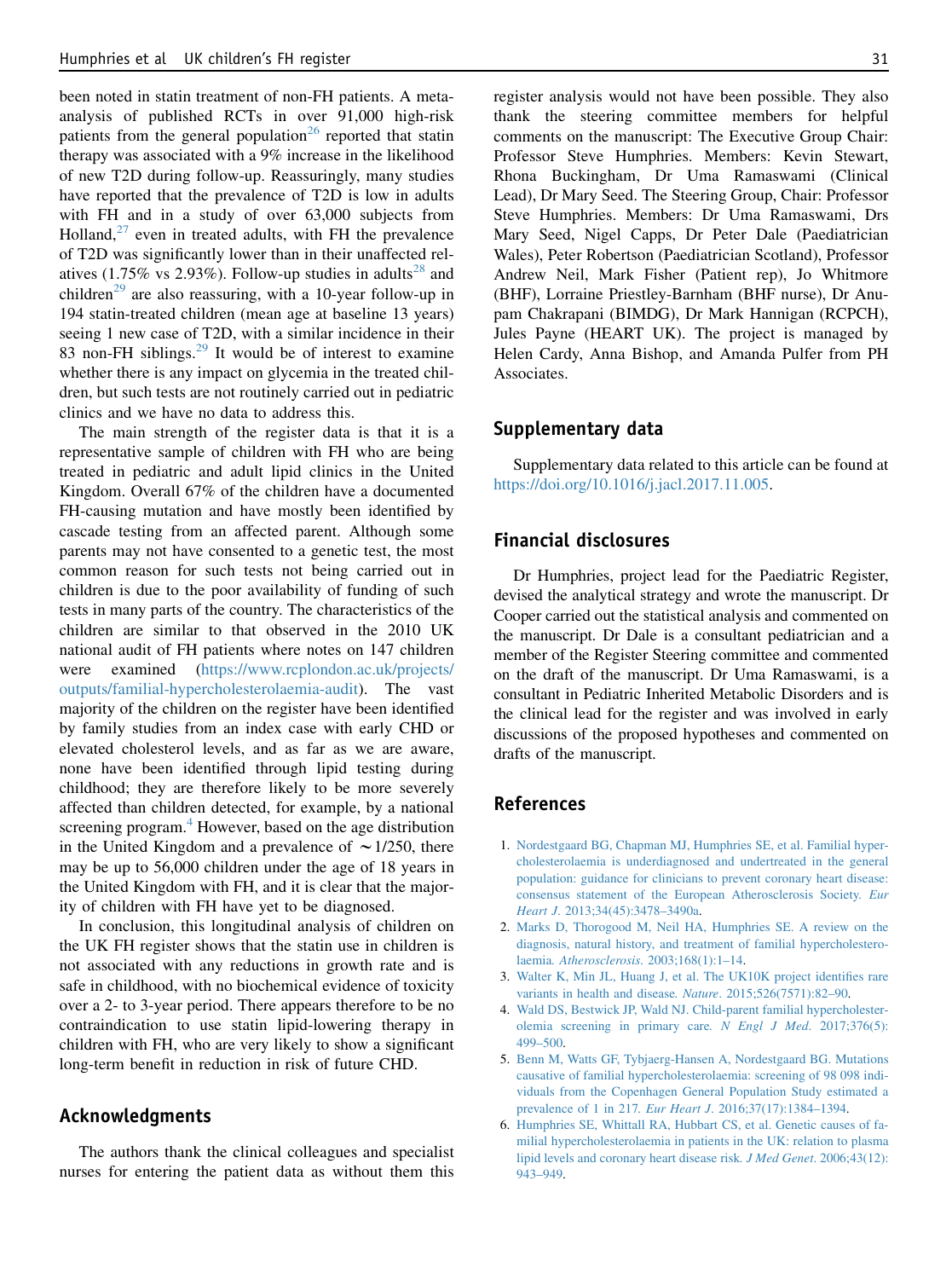been noted in statin treatment of non-FH patients. A meta-analysis of published RCTs in over 91,000 high-risk patients from the general population[26] reported that statin therapy was associated with a 9% increase in the likelihood of new T2D during follow-up. Reassuringly, many studies have reported that the prevalence of T2D is low in adults with FH and in a study of over 63,000 subjects from Holland,[27] even in treated adults, with FH the prevalence of T2D was significantly lower than in their unaffected relatives (1.75% vs 2.93%). Follow-up studies in adults[28] and children[29] are also reassuring, with a 10-year follow-up in 194 statin-treated children (mean age at baseline 13 years) seeing 1 new case of T2D, with a similar incidence in their 83 non-FH siblings.[29] It would be of interest to examine whether there is any impact on glycemia in the treated children, but such tests are not routinely carried out in pediatric clinics and we have no data to address this.

The main strength of the register data is that it is a representative sample of children with FH who are being treated in pediatric and adult lipid clinics in the United Kingdom. Overall 67% of the children have a documented FH-causing mutation and have mostly been identified by cascade testing from an affected parent. Although some parents may not have consented to a genetic test, the most common reason for such tests not being carried out in children is due to the poor availability of funding of such tests in many parts of the country. The characteristics of the children are similar to that observed in the 2010 UK national audit of FH patients where notes on 147 children were examined (https://www.rcplondon.ac.uk/projects/outputs/familial-hypercholesterolaemia-audit). The vast majority of the children on the register have been identified by family studies from an index case with early CHD or elevated cholesterol levels, and as far as we are aware, none have been identified through lipid testing during childhood; they are therefore likely to be more severely affected than children detected, for example, by a national screening program.[4] However, based on the age distribution in the United Kingdom and a prevalence of ~1/250, there may be up to 56,000 children under the age of 18 years in the United Kingdom with FH, and it is clear that the majority of children with FH have yet to be diagnosed.

In conclusion, this longitudinal analysis of children on the UK FH register shows that the statin use in children is not associated with any reductions in growth rate and is safe in childhood, with no biochemical evidence of toxicity over a 2- to 3-year period. There appears therefore to be no contraindication to use statin lipid-lowering therapy in children with FH, who are very likely to show a significant long-term benefit in reduction in risk of future CHD.

## Acknowledgments

The authors thank the clinical colleagues and specialist nurses for entering the patient data as without them this register analysis would not have been possible. They also thank the steering committee members for helpful comments on the manuscript: The Executive Group Chair: Professor Steve Humphries. Members: Kevin Stewart, Rhona Buckingham, Dr Uma Ramaswami (Clinical Lead), Dr Mary Seed. The Steering Group, Chair: Professor Steve Humphries. Members: Dr Uma Ramaswami, Drs Mary Seed, Nigel Capps, Dr Peter Dale (Paediatrician Wales), Peter Robertson (Paediatrician Scotland), Professor Andrew Neil, Mark Fisher (Patient rep), Jo Whitmore (BHF), Lorraine Priestley-Barnham (BHF nurse), Dr Anupam Chakrapani (BIMDG), Dr Mark Hannigan (RCPCH), Jules Payne (HEART UK). The project is managed by Helen Cardy, Anna Bishop, and Amanda Pulfer from PH Associates.

## Supplementary data

Supplementary data related to this article can be found at https://doi.org/10.1016/j.jacl.2017.11.005.

## Financial disclosures

Dr Humphries, project lead for the Paediatric Register, devised the analytical strategy and wrote the manuscript. Dr Cooper carried out the statistical analysis and commented on the manuscript. Dr Dale is a consultant pediatrician and a member of the Register Steering committee and commented on the draft of the manuscript. Dr Uma Ramaswami, is a consultant in Pediatric Inherited Metabolic Disorders and is the clinical lead for the register and was involved in early discussions of the proposed hypotheses and commented on drafts of the manuscript.

## References

1. Nordestgaard BG, Chapman MJ, Humphries SE, et al. Familial hypercholesterolaemia is underdiagnosed and undertreated in the general population: guidance for clinicians to prevent coronary heart disease: consensus statement of the European Atherosclerosis Society. *Eur Heart J*. 2013;34(45):3478–3490a.
2. Marks D, Thorogood M, Neil HA, Humphries SE. A review on the diagnosis, natural history, and treatment of familial hypercholesterolaemia. *Atherosclerosis*. 2003;168(1):1–14.
3. Walter K, Min JL, Huang J, et al. The UK10K project identifies rare variants in health and disease. *Nature*. 2015;526(7571):82–90.
4. Wald DS, Bestwick JP, Wald NJ. Child-parent familial hypercholesterolemia screening in primary care. *N Engl J Med*. 2017;376(5):499–500.
5. Benn M, Watts GF, Tybjaerg-Hansen A, Nordestgaard BG. Mutations causative of familial hypercholesterolaemia: screening of 98 098 individuals from the Copenhagen General Population Study estimated a prevalence of 1 in 217. *Eur Heart J*. 2016;37(17):1384–1394.
6. Humphries SE, Whittall RA, Hubbart CS, et al. Genetic causes of familial hypercholesterolaemia in patients in the UK: relation to plasma lipid levels and coronary heart disease risk. *J Med Genet*. 2006;43(12):943–949.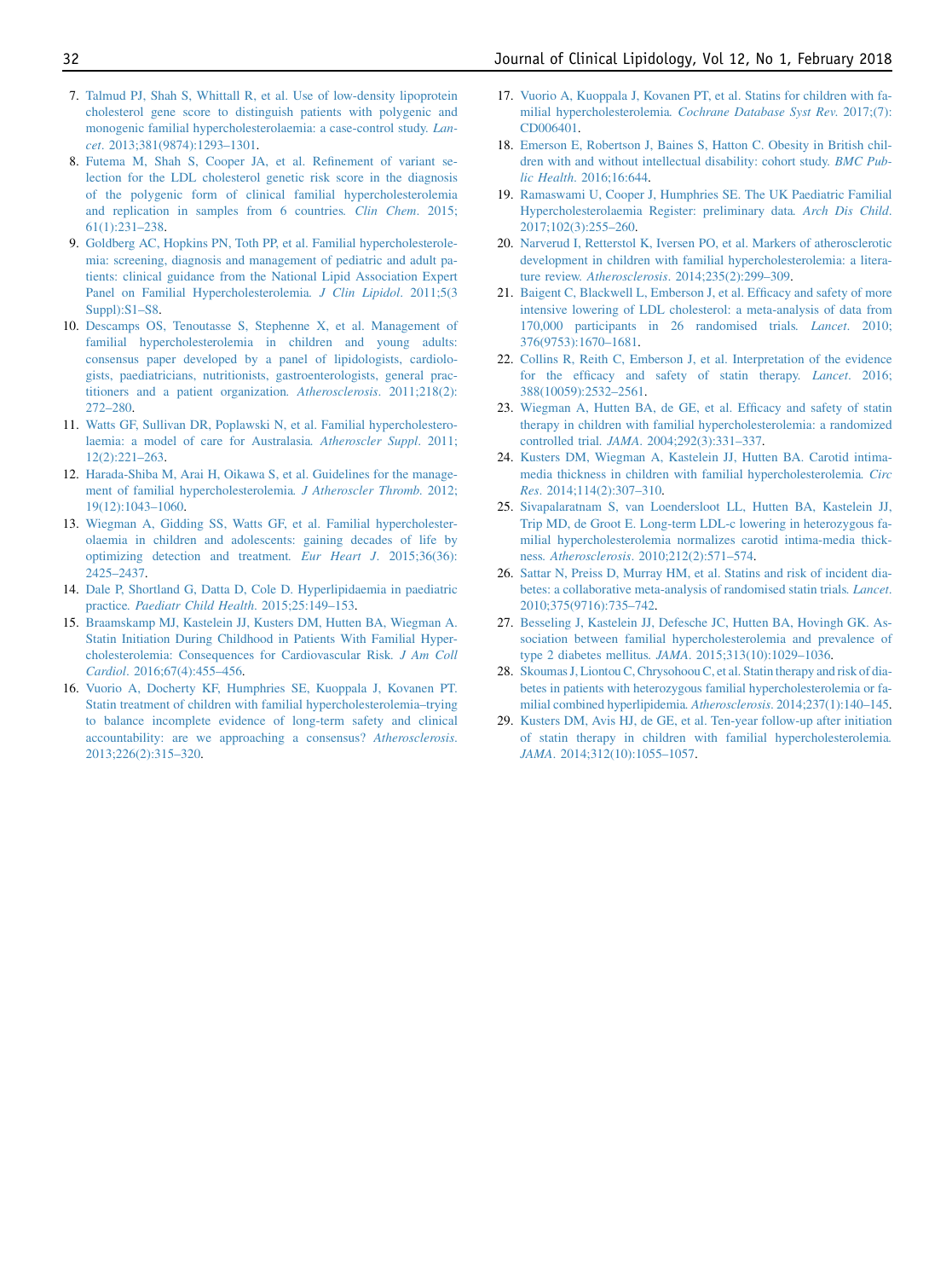7. Talmud PJ, Shah S, Whittall R, et al. Use of low-density lipoprotein cholesterol gene score to distinguish patients with polygenic and monogenic familial hypercholesterolaemia: a case-control study. *Lancet*. 2013;381(9874):1293–1301.
8. Futema M, Shah S, Cooper JA, et al. Refinement of variant selection for the LDL cholesterol genetic risk score in the diagnosis of the polygenic form of clinical familial hypercholesterolemia and replication in samples from 6 countries. *Clin Chem*. 2015; 61(1):231–238.
9. Goldberg AC, Hopkins PN, Toth PP, et al. Familial hypercholesterolemia: screening, diagnosis and management of pediatric and adult patients: clinical guidance from the National Lipid Association Expert Panel on Familial Hypercholesterolemia. *J Clin Lipidol*. 2011;5(3 Suppl):S1–S8.
10. Descamps OS, Tenoutasse S, Stephenne X, et al. Management of familial hypercholesterolemia in children and young adults: consensus paper developed by a panel of lipidologists, cardiologists, paediatricians, nutritionists, gastroenterologists, general practitioners and a patient organization. *Atherosclerosis*. 2011;218(2): 272–280.
11. Watts GF, Sullivan DR, Poplawski N, et al. Familial hypercholesterolaemia: a model of care for Australasia. *Atheroscler Suppl*. 2011; 12(2):221–263.
12. Harada-Shiba M, Arai H, Oikawa S, et al. Guidelines for the management of familial hypercholesterolemia. *J Atheroscler Thromb*. 2012; 19(12):1043–1060.
13. Wiegman A, Gidding SS, Watts GF, et al. Familial hypercholesterolaemia in children and adolescents: gaining decades of life by optimizing detection and treatment. *Eur Heart J*. 2015;36(36): 2425–2437.
14. Dale P, Shortland G, Datta D, Cole D. Hyperlipidaemia in paediatric practice. *Paediatr Child Health*. 2015;25:149–153.
15. Braamskamp MJ, Kastelein JJ, Kusters DM, Hutten BA, Wiegman A. Statin Initiation During Childhood in Patients With Familial Hypercholesterolemia: Consequences for Cardiovascular Risk. *J Am Coll Cardiol*. 2016;67(4):455–456.
16. Vuorio A, Docherty KF, Humphries SE, Kuoppala J, Kovanen PT. Statin treatment of children with familial hypercholesterolemia–trying to balance incomplete evidence of long-term safety and clinical accountability: are we approaching a consensus? *Atherosclerosis*. 2013;226(2):315–320.
17. Vuorio A, Kuoppala J, Kovanen PT, et al. Statins for children with familial hypercholesterolemia. *Cochrane Database Syst Rev*. 2017;(7): CD006401.
18. Emerson E, Robertson J, Baines S, Hatton C. Obesity in British children with and without intellectual disability: cohort study. *BMC Public Health*. 2016;16:644.
19. Ramaswami U, Cooper J, Humphries SE. The UK Paediatric Familial Hypercholesterolaemia Register: preliminary data. *Arch Dis Child*. 2017;102(3):255–260.
20. Narverud I, Retterstol K, Iversen PO, et al. Markers of atherosclerotic development in children with familial hypercholesterolemia: a literature review. *Atherosclerosis*. 2014;235(2):299–309.
21. Baigent C, Blackwell L, Emberson J, et al. Efficacy and safety of more intensive lowering of LDL cholesterol: a meta-analysis of data from 170,000 participants in 26 randomised trials. *Lancet*. 2010; 376(9753):1670–1681.
22. Collins R, Reith C, Emberson J, et al. Interpretation of the evidence for the efficacy and safety of statin therapy. *Lancet*. 2016; 388(10059):2532–2561.
23. Wiegman A, Hutten BA, de GE, et al. Efficacy and safety of statin therapy in children with familial hypercholesterolemia: a randomized controlled trial. *JAMA*. 2004;292(3):331–337.
24. Kusters DM, Wiegman A, Kastelein JJ, Hutten BA. Carotid intima-media thickness in children with familial hypercholesterolemia. *Circ Res*. 2014;114(2):307–310.
25. Sivapalaratnam S, van Loendersloot LL, Hutten BA, Kastelein JJ, Trip MD, de Groot E. Long-term LDL-c lowering in heterozygous familial hypercholesterolemia normalizes carotid intima-media thickness. *Atherosclerosis*. 2010;212(2):571–574.
26. Sattar N, Preiss D, Murray HM, et al. Statins and risk of incident diabetes: a collaborative meta-analysis of randomised statin trials. *Lancet*. 2010;375(9716):735–742.
27. Besseling J, Kastelein JJ, Defesche JC, Hutten BA, Hovingh GK. Association between familial hypercholesterolemia and prevalence of type 2 diabetes mellitus. *JAMA*. 2015;313(10):1029–1036.
28. Skoumas J, Liontou C, Chrysohoou C, et al. Statin therapy and risk of diabetes in patients with heterozygous familial hypercholesterolemia or familial combined hyperlipidemia. *Atherosclerosis*. 2014;237(1):140–145.
29. Kusters DM, Avis HJ, de GE, et al. Ten-year follow-up after initiation of statin therapy in children with familial hypercholesterolemia. *JAMA*. 2014;312(10):1055–1057.